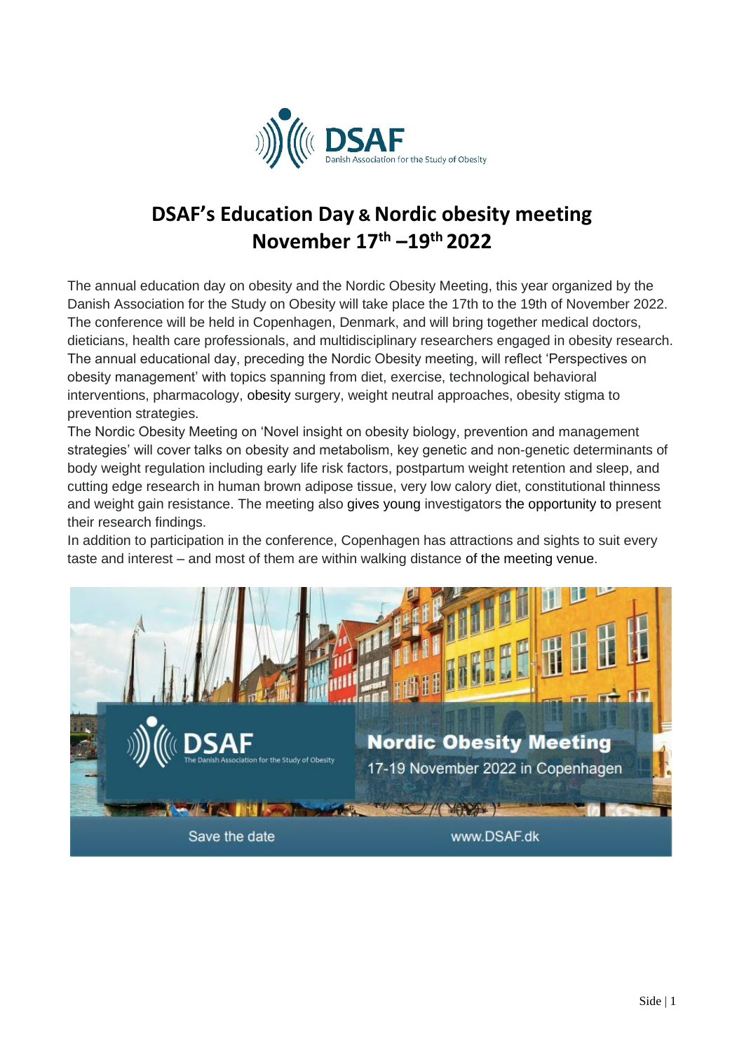# DSAF's Education Day & Nordic obesity meeting November 17th –19th 2022

The annual education day on obesity and the Nordic Obesity Meeting, this year organized by the Danish Association for the Study on Obesity will take place the 17th to the 19th of November 2022. The conference will be held in Copenhagen, Denmark, and will bring together medical doctors, dieticians, health care professionals, and multidisciplinary researchers engaged in obesity research. The annual educational day, preceding the Nordic Obesity meeting, will reflect 'Perspectives on obesity management' with topics spanning from diet, exercise, technological behavioral interventions, pharmacology, obesity surgery, weight neutral approaches, obesity stigma to prevention strategies.

The Nordic Obesity Meeting on 'Novel insight on obesity biology, prevention and management strategies' will cover talks on obesity and metabolism, key genetic and non-genetic determinants of body weight regulation including early life risk factors, postpartum weight retention and sleep, and cutting edge research in human brown adipose tissue, very low calory diet, constitutional thinness and weight gain resistance. The meeting also gives young investigators the opportunity to present their research findings.

In addition to participation in the conference, Copenhagen has attractions and sights to suit every taste and interest – and most of them are within walking distance of the meeting venue.

DSAF – The Danish Association for the Study of Obesity

**Nordic Obesity Meeting**

17-19 November 2022 in Copenhagen

Save the date | www.DSAF.dk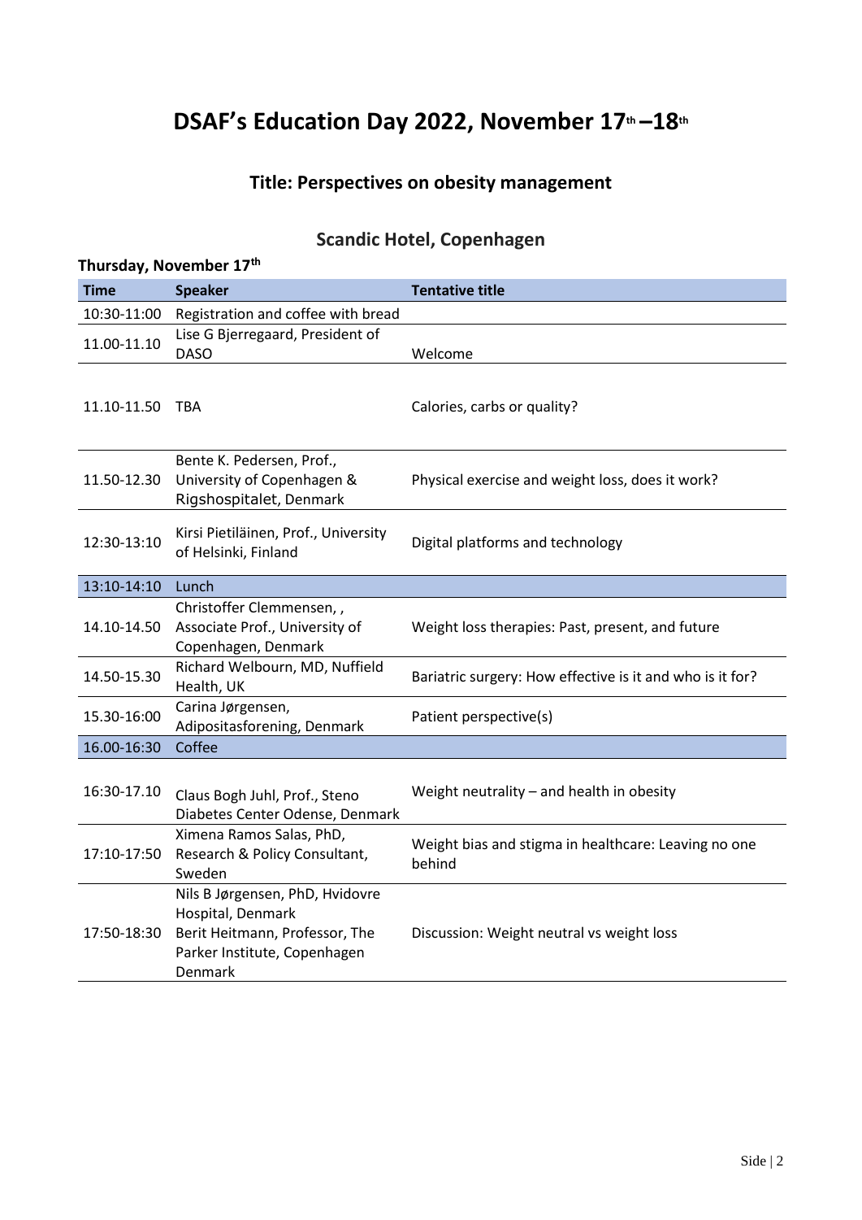# DSAF's Education Day 2022, November 17th –18th

## Title: Perspectives on obesity management

## Scandic Hotel, Copenhagen

**Thursday, November 17th**

| Time | Speaker | Tentative title |
|---|---|---|
| 10:30-11:00 | Registration and coffee with bread | |
| 11.00-11.10 | Lise G Bjerregaard, President of DASO | Welcome |
| 11.10-11.50 | TBA | Calories, carbs or quality? |
| 11.50-12.30 | Bente K. Pedersen, Prof., University of Copenhagen & Rigshospitalet, Denmark | Physical exercise and weight loss, does it work? |
| 12:30-13:10 | Kirsi Pietiläinen, Prof., University of Helsinki, Finland | Digital platforms and technology |
| 13:10-14:10 | Lunch | |
| 14.10-14.50 | Christoffer Clemmensen, , Associate Prof., University of Copenhagen, Denmark | Weight loss therapies: Past, present, and future |
| 14.50-15.30 | Richard Welbourn, MD, Nuffield Health, UK | Bariatric surgery: How effective is it and who is it for? |
| 15.30-16:00 | Carina Jørgensen, Adipositasforening, Denmark | Patient perspective(s) |
| 16.00-16:30 | Coffee | |
| 16:30-17.10 | Claus Bogh Juhl, Prof., Steno Diabetes Center Odense, Denmark | Weight neutrality – and health in obesity |
| 17:10-17:50 | Ximena Ramos Salas, PhD, Research & Policy Consultant, Sweden | Weight bias and stigma in healthcare: Leaving no one behind |
| 17:50-18:30 | Nils B Jørgensen, PhD, Hvidovre Hospital, Denmark<br>Berit Heitmann, Professor, The Parker Institute, Copenhagen Denmark | Discussion: Weight neutral vs weight loss |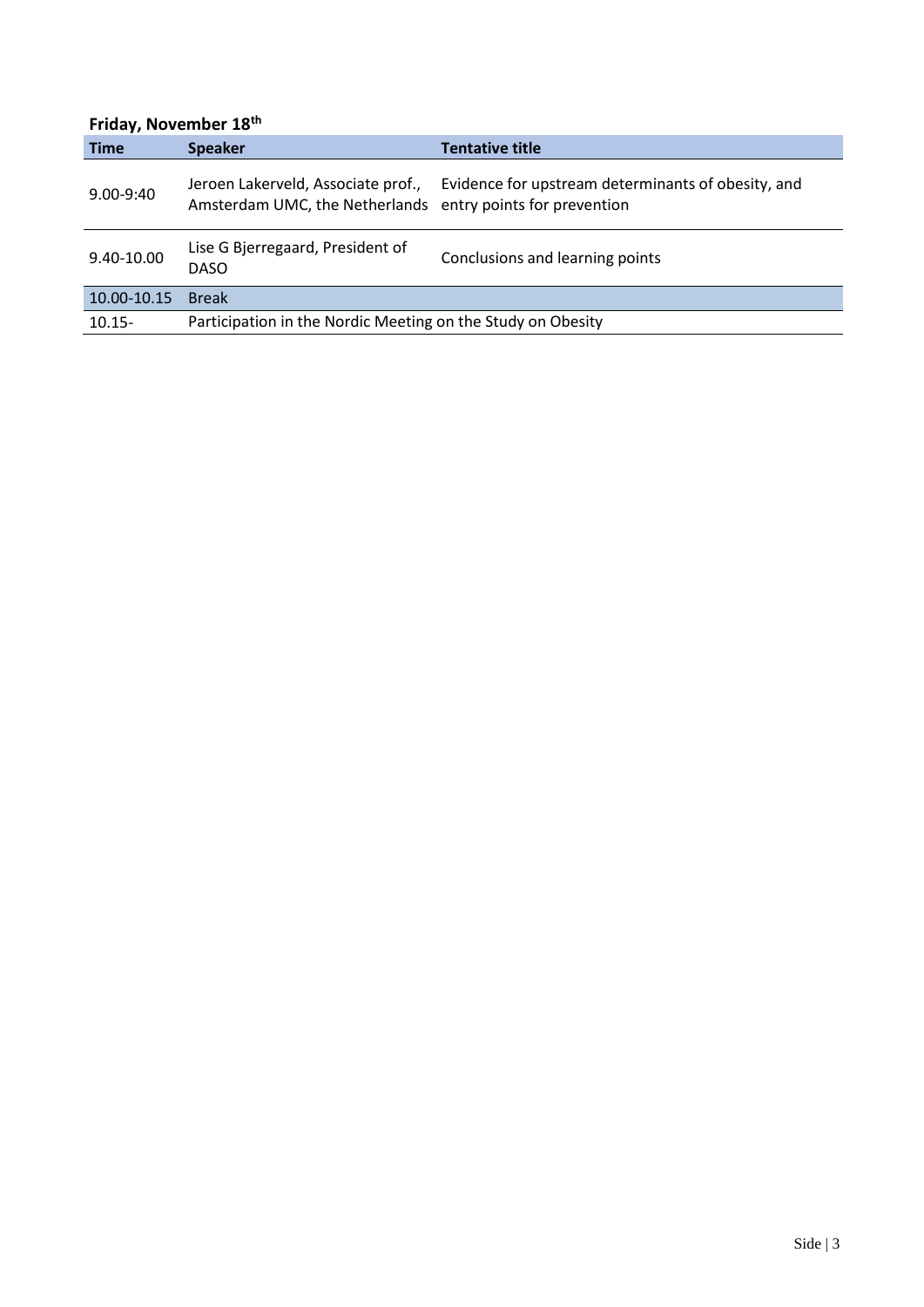## Friday, November 18th

| Time | Speaker | Tentative title |
|---|---|---|
| 9.00-9:40 | Jeroen Lakerveld, Associate prof., Amsterdam UMC, the Netherlands | Evidence for upstream determinants of obesity, and entry points for prevention |
| 9.40-10.00 | Lise G Bjerregaard, President of DASO | Conclusions and learning points |
| 10.00-10.15 | Break | |
| 10.15- | Participation in the Nordic Meeting on the Study on Obesity | |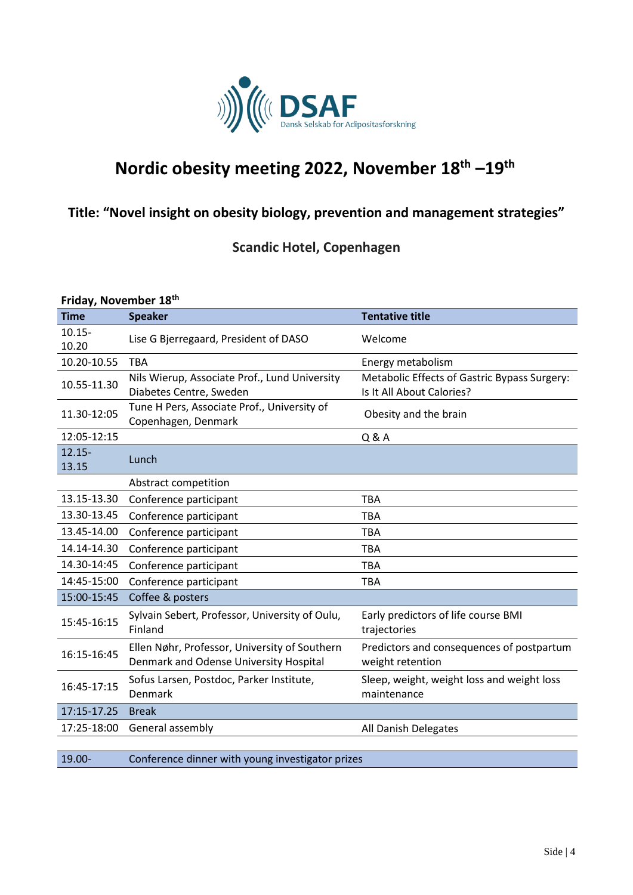DSAF

Dansk Selskab for Adipositasforskning

# Nordic obesity meeting 2022, November 18th –19th

## Title: "Novel insight on obesity biology, prevention and management strategies"

### Scandic Hotel, Copenhagen

**Friday, November 18th**

| Time | Speaker | Tentative title |
|---|---|---|
| 10.15-10.20 | Lise G Bjerregaard, President of DASO | Welcome |
| 10.20-10.55 | TBA | Energy metabolism |
| 10.55-11.30 | Nils Wierup, Associate Prof., Lund University Diabetes Centre, Sweden | Metabolic Effects of Gastric Bypass Surgery: Is It All About Calories? |
| 11.30-12:05 | Tune H Pers, Associate Prof., University of Copenhagen, Denmark | Obesity and the brain |
| 12:05-12:15 | | Q & A |
| 12.15-13.15 | Lunch | |
| | Abstract competition | |
| 13.15-13.30 | Conference participant | TBA |
| 13.30-13.45 | Conference participant | TBA |
| 13.45-14.00 | Conference participant | TBA |
| 14.14-14.30 | Conference participant | TBA |
| 14.30-14:45 | Conference participant | TBA |
| 14:45-15:00 | Conference participant | TBA |
| 15:00-15:45 | Coffee & posters | |
| 15:45-16:15 | Sylvain Sebert, Professor, University of Oulu, Finland | Early predictors of life course BMI trajectories |
| 16:15-16:45 | Ellen Nøhr, Professor, University of Southern Denmark and Odense University Hospital | Predictors and consequences of postpartum weight retention |
| 16:45-17:15 | Sofus Larsen, Postdoc, Parker Institute, Denmark | Sleep, weight, weight loss and weight loss maintenance |
| 17:15-17.25 | Break | |
| 17:25-18:00 | General assembly | All Danish Delegates |
| | | |
| 19.00- | Conference dinner with young investigator prizes | |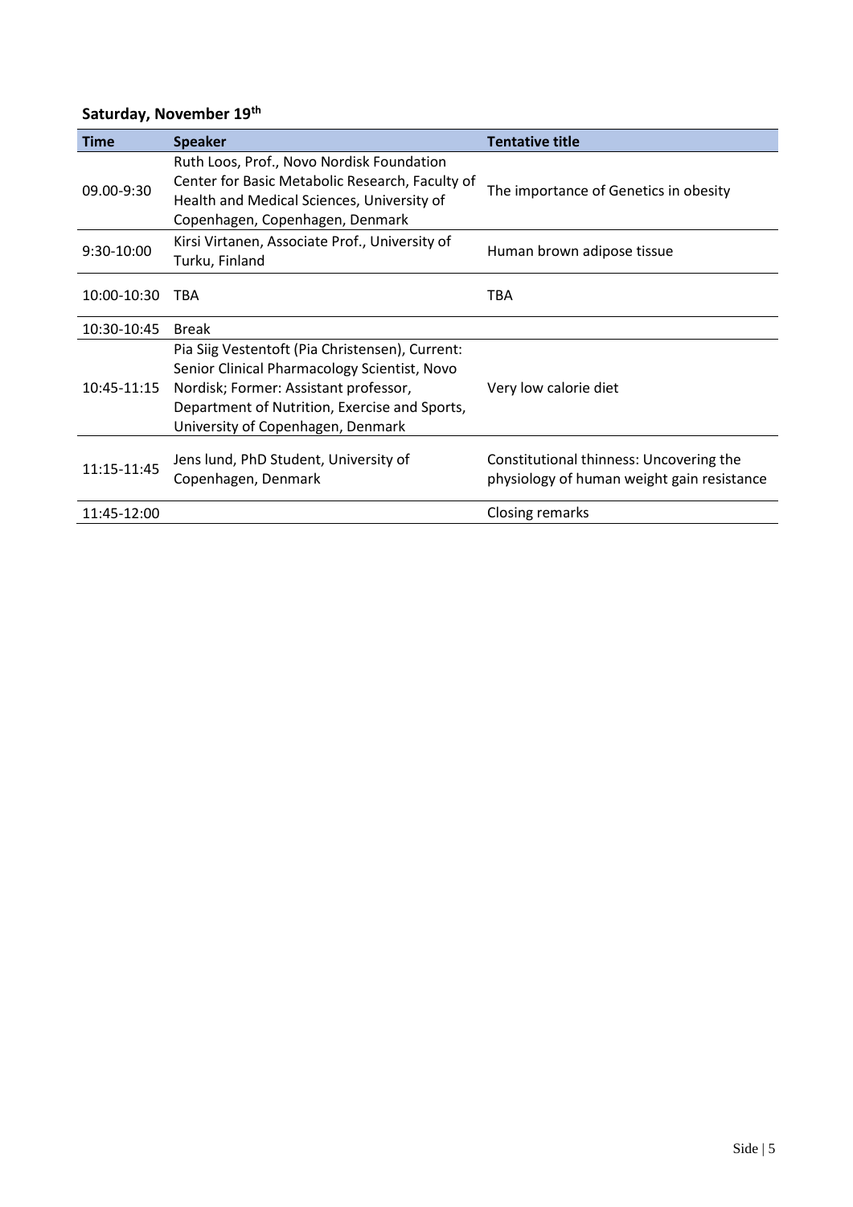**Saturday, November 19th**

| Time | Speaker | Tentative title |
|---|---|---|
| 09.00-9:30 | Ruth Loos, Prof., Novo Nordisk Foundation Center for Basic Metabolic Research, Faculty of Health and Medical Sciences, University of Copenhagen, Copenhagen, Denmark | The importance of Genetics in obesity |
| 9:30-10:00 | Kirsi Virtanen, Associate Prof., University of Turku, Finland | Human brown adipose tissue |
| 10:00-10:30 | TBA | TBA |
| 10:30-10:45 | Break | |
| 10:45-11:15 | Pia Siig Vestentoft (Pia Christensen), Current: Senior Clinical Pharmacology Scientist, Novo Nordisk; Former: Assistant professor, Department of Nutrition, Exercise and Sports, University of Copenhagen, Denmark | Very low calorie diet |
| 11:15-11:45 | Jens lund, PhD Student, University of Copenhagen, Denmark | Constitutional thinness: Uncovering the physiology of human weight gain resistance |
| 11:45-12:00 | | Closing remarks |